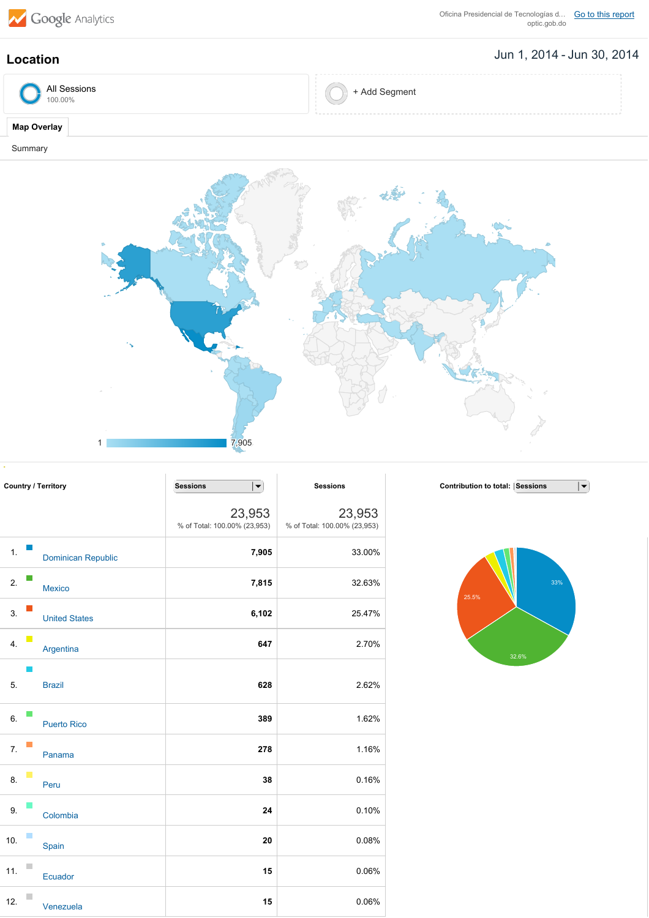Google Analytics

Oficina Presidencial de Tecnologías d... optic.gob.do — Go to this report

## Location

Jun 1, 2014 - Jun 30, 2014

All Sessions 100.00%

+ Add Segment

**Map Overlay**

Summary

1 — 7,905

| | Country / Territory | Sessions | Sessions | Contribution to total: Sessions |
|---|---|---|---|---|
| | | 23,953 % of Total: 100.00% (23,953) | 23,953 % of Total: 100.00% (23,953) | |
| 1. | Dominican Republic | 7,905 | 33.00% | |
| 2. | Mexico | 7,815 | 32.63% | |
| 3. | United States | 6,102 | 25.47% | |
| 4. | Argentina | 647 | 2.70% | |
| 5. | Brazil | 628 | 2.62% | |
| 6. | Puerto Rico | 389 | 1.62% | |
| 7. | Panama | 278 | 1.16% | |
| 8. | Peru | 38 | 0.16% | |
| 9. | Colombia | 24 | 0.10% | |
| 10. | Spain | 20 | 0.08% | |
| 11. | Ecuador | 15 | 0.06% | |
| 12. | Venezuela | 15 | 0.06% | |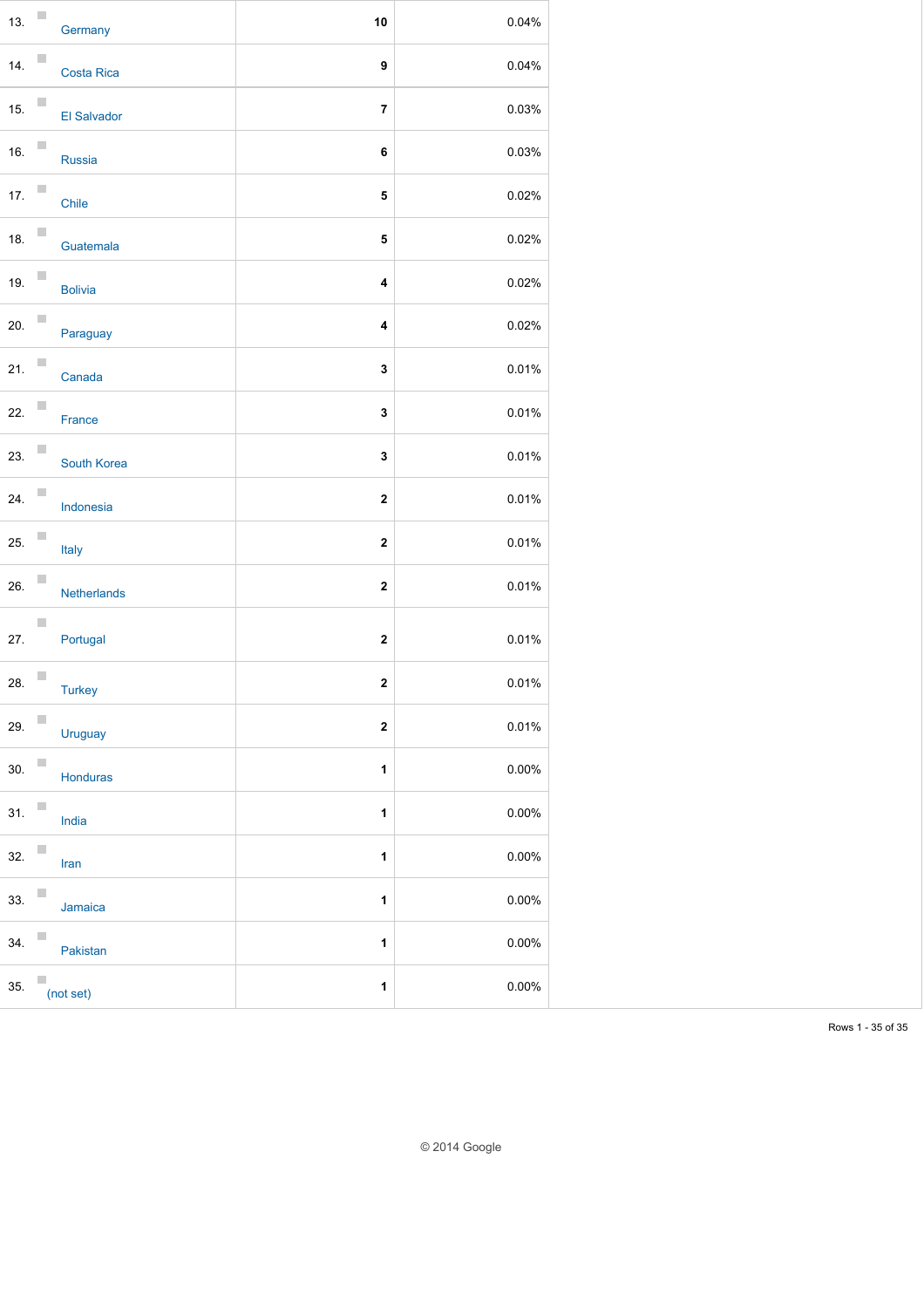| | | | |
|---|---|---|---|
| 13. | Germany | 10 | 0.04% |
| 14. | Costa Rica | 9 | 0.04% |
| 15. | El Salvador | 7 | 0.03% |
| 16. | Russia | 6 | 0.03% |
| 17. | Chile | 5 | 0.02% |
| 18. | Guatemala | 5 | 0.02% |
| 19. | Bolivia | 4 | 0.02% |
| 20. | Paraguay | 4 | 0.02% |
| 21. | Canada | 3 | 0.01% |
| 22. | France | 3 | 0.01% |
| 23. | South Korea | 3 | 0.01% |
| 24. | Indonesia | 2 | 0.01% |
| 25. | Italy | 2 | 0.01% |
| 26. | Netherlands | 2 | 0.01% |
| 27. | Portugal | 2 | 0.01% |
| 28. | Turkey | 2 | 0.01% |
| 29. | Uruguay | 2 | 0.01% |
| 30. | Honduras | 1 | 0.00% |
| 31. | India | 1 | 0.00% |
| 32. | Iran | 1 | 0.00% |
| 33. | Jamaica | 1 | 0.00% |
| 34. | Pakistan | 1 | 0.00% |
| 35. | (not set) | 1 | 0.00% |

Rows 1 - 35 of 35

© 2014 Google